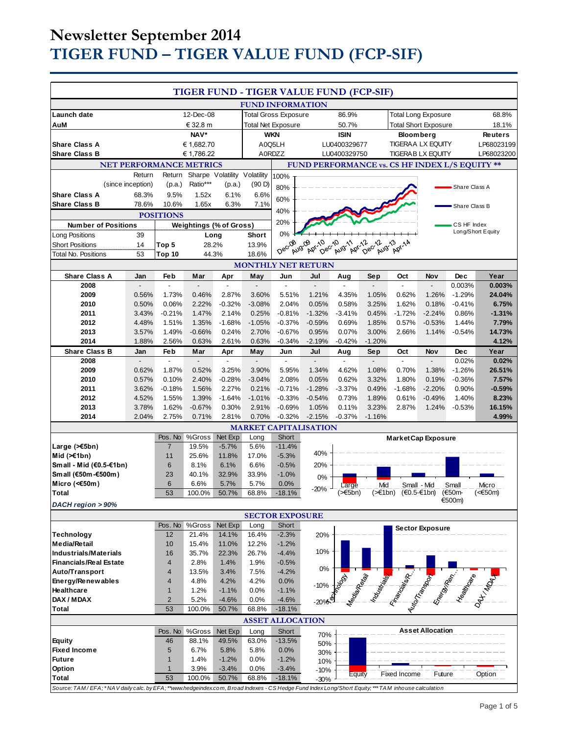# Newsletter September 2014

# TIGER FUND – TIGER VALUE FUND (FCP-SIF)

## TIGER FUND - TIGER VALUE FUND (FCP-SIF)

### FUND INFORMATION

| | | | | | |
|---|---|---|---|---|---|
| **Launch date** | 12-Dec-08 | Total Gross Exposure | 86.9% | Total Long Exposure | 68.8% |
| **AuM** | € 32.8 m | Total Net Exposure | 50.7% | Total Short Exposure | 18.1% |
| | **NAV*** | **WKN** | **ISIN** | **Bloomberg** | **Reuters** |
| **Share Class A** | € 1,682.70 | A0Q5LH | LU0400329677 | TIGERAA LX EQUITY | LP68023199 |
| **Share Class B** | € 1,786.22 | A0RDZZ | LU0400329750 | TIGERAB LX EQUITY | LP68023200 |

### NET PERFORMANCE METRICS

| | Return (since inception) | Return (p.a.) | Sharpe Ratio*** | Volatility (p.a.) | Volatility (90 D) |
|---|---|---|---|---|---|
| **Share Class A** | 68.3% | 9.5% | 1.52x | 6.1% | 6.6% |
| **Share Class B** | 78.6% | 10.6% | 1.65x | 6.3% | 7.1% |

### FUND PERFORMANCE vs. CS HF INDEX L/S EQUITY **

### POSITIONS

| Number of Positions | | Weightings (% of Gross) | Long | Short |
|---|---|---|---|---|
| Long Positions | 39 | | | |
| Short Positions | 14 | Top 5 | 28.2% | 13.9% |
| Total No. Positions | 53 | Top 10 | 44.3% | 18.6% |

### MONTHLY NET RETURN

| Share Class A | Jan | Feb | Mar | Apr | May | Jun | Jul | Aug | Sep | Oct | Nov | Dec | Year |
|---|---|---|---|---|---|---|---|---|---|---|---|---|---|
| **2008** | - | - | - | - | - | - | - | - | - | - | - | 0.003% | **0.003%** |
| **2009** | 0.56% | 1.73% | 0.46% | 2.87% | 3.60% | 5.51% | 1.21% | 4.35% | 1.05% | 0.62% | 1.26% | -1.29% | **24.04%** |
| **2010** | 0.50% | 0.06% | 2.22% | -0.32% | -3.08% | 2.04% | 0.05% | 0.58% | 3.25% | 1.62% | 0.18% | -0.41% | **6.75%** |
| **2011** | 3.43% | -0.21% | 1.47% | 2.14% | 0.25% | -0.81% | -1.32% | -3.41% | 0.45% | -1.72% | -2.24% | 0.86% | **-1.31%** |
| **2012** | 4.48% | 1.51% | 1.35% | -1.68% | -1.05% | -0.37% | -0.59% | 0.69% | 1.85% | 0.57% | -0.53% | 1.44% | **7.79%** |
| **2013** | 3.57% | 1.49% | -0.66% | 0.24% | 2.70% | -0.67% | 0.95% | 0.07% | 3.00% | 2.66% | 1.14% | -0.54% | **14.73%** |
| **2014** | 1.88% | 2.56% | 0.63% | 2.61% | 0.63% | -0.34% | -2.19% | -0.42% | -1.20% | | | | **4.12%** |

| Share Class B | Jan | Feb | Mar | Apr | May | Jun | Jul | Aug | Sep | Oct | Nov | Dec | Year |
|---|---|---|---|---|---|---|---|---|---|---|---|---|---|
| **2008** | - | - | - | - | - | - | - | - | - | - | - | 0.02% | **0.02%** |
| **2009** | 0.62% | 1.87% | 0.52% | 3.25% | 3.90% | 5.95% | 1.34% | 4.62% | 1.08% | 0.70% | 1.38% | -1.26% | **26.51%** |
| **2010** | 0.57% | 0.10% | 2.40% | -0.28% | -3.04% | 2.08% | 0.05% | 0.62% | 3.32% | 1.80% | 0.19% | -0.36% | **7.57%** |
| **2011** | 3.62% | -0.18% | 1.56% | 2.27% | 0.21% | -0.71% | -1.28% | -3.37% | 0.49% | -1.68% | -2.20% | 0.90% | **-0.59%** |
| **2012** | 4.52% | 1.55% | 1.39% | -1.64% | -1.01% | -0.33% | -0.54% | 0.73% | 1.89% | 0.61% | -0.49% | 1.40% | **8.23%** |
| **2013** | 3.78% | 1.62% | -0.67% | 0.30% | 2.91% | -0.69% | 1.05% | 0.11% | 3.23% | 2.87% | 1.24% | -0.53% | **16.15%** |
| **2014** | 2.04% | 2.75% | 0.71% | 2.81% | 0.70% | -0.32% | -2.15% | -0.37% | -1.16% | | | | **4.99%** |

### MARKET CAPITALISATION

| | Pos. No | %Gross | Net Exp | Long | Short |
|---|---|---|---|---|---|
| **Large (>€5bn)** | 7 | 19.5% | -5.7% | 5.6% | -11.4% |
| **Mid (>€1bn)** | 11 | 25.6% | 11.8% | 17.0% | -5.3% |
| **Small - Mid (€0.5-€1bn)** | 6 | 8.1% | 6.1% | 6.6% | -0.5% |
| **Small (€50m-€500m)** | 23 | 40.1% | 32.9% | 33.9% | -1.0% |
| **Micro (<€50m)** | 6 | 6.6% | 5.7% | 5.7% | 0.0% |
| **Total** | 53 | 100.0% | 50.7% | 68.8% | -18.1% |

***DACH region > 90%***

### SECTOR EXPOSURE

| | Pos. No | %Gross | Net Exp | Long | Short |
|---|---|---|---|---|---|
| **Technology** | 12 | 21.4% | 14.1% | 16.4% | -2.3% |
| **Media/Retail** | 10 | 15.4% | 11.0% | 12.2% | -1.2% |
| **Industrials/Materials** | 16 | 35.7% | 22.3% | 26.7% | -4.4% |
| **Financials/Real Estate** | 4 | 2.8% | 1.4% | 1.9% | -0.5% |
| **Auto/Transport** | 4 | 13.5% | 3.4% | 7.5% | -4.2% |
| **Energy/Renewables** | 4 | 4.8% | 4.2% | 4.2% | 0.0% |
| **Healthcare** | 1 | 1.2% | -1.1% | 0.0% | -1.1% |
| **DAX / MDAX** | 2 | 5.2% | -4.6% | 0.0% | -4.6% |
| **Total** | 53 | 100.0% | 50.7% | 68.8% | -18.1% |

### ASSET ALLOCATION

| | Pos. No | %Gross | Net Exp | Long | Short |
|---|---|---|---|---|---|
| **Equity** | 46 | 88.1% | 49.5% | 63.0% | -13.5% |
| **Fixed Income** | 5 | 6.7% | 5.8% | 5.8% | 0.0% |
| **Future** | 1 | 1.4% | -1.2% | 0.0% | -1.2% |
| **Option** | 1 | 3.9% | -3.4% | 0.0% | -3.4% |
| **Total** | 53 | 100.0% | 50.7% | 68.8% | -18.1% |

*Source: TAM / EFA; * NAV daily calc. by EFA; **www.hedgeindex.com, Broad Indexes - CS Hedge Fund Index Long/Short Equity; *** TAM inhouse calculation*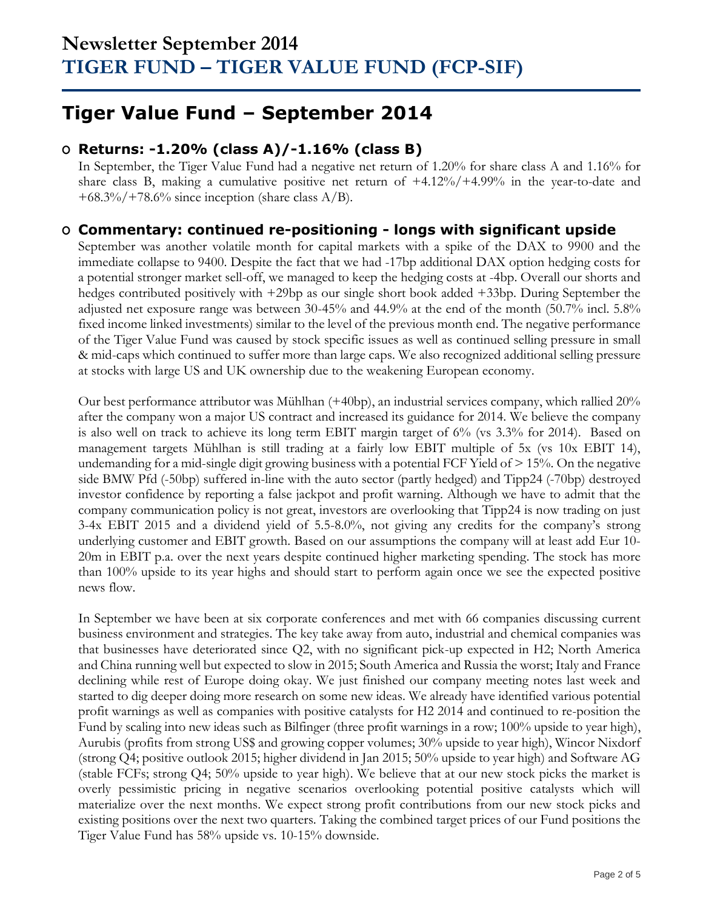# Newsletter September 2014
# TIGER FUND – TIGER VALUE FUND (FCP-SIF)

## Tiger Value Fund – September 2014

### Returns: -1.20% (class A)/-1.16% (class B)

In September, the Tiger Value Fund had a negative net return of 1.20% for share class A and 1.16% for share class B, making a cumulative positive net return of +4.12%/+4.99% in the year-to-date and +68.3%/+78.6% since inception (share class A/B).

### Commentary: continued re-positioning - longs with significant upside

September was another volatile month for capital markets with a spike of the DAX to 9900 and the immediate collapse to 9400. Despite the fact that we had -17bp additional DAX option hedging costs for a potential stronger market sell-off, we managed to keep the hedging costs at -4bp. Overall our shorts and hedges contributed positively with +29bp as our single short book added +33bp. During September the adjusted net exposure range was between 30-45% and 44.9% at the end of the month (50.7% incl. 5.8% fixed income linked investments) similar to the level of the previous month end. The negative performance of the Tiger Value Fund was caused by stock specific issues as well as continued selling pressure in small & mid-caps which continued to suffer more than large caps. We also recognized additional selling pressure at stocks with large US and UK ownership due to the weakening European economy.

Our best performance attributor was Mühlhan (+40bp), an industrial services company, which rallied 20% after the company won a major US contract and increased its guidance for 2014. We believe the company is also well on track to achieve its long term EBIT margin target of 6% (vs 3.3% for 2014). Based on management targets Mühlhan is still trading at a fairly low EBIT multiple of 5x (vs 10x EBIT 14), undemanding for a mid-single digit growing business with a potential FCF Yield of > 15%. On the negative side BMW Pfd (-50bp) suffered in-line with the auto sector (partly hedged) and Tipp24 (-70bp) destroyed investor confidence by reporting a false jackpot and profit warning. Although we have to admit that the company communication policy is not great, investors are overlooking that Tipp24 is now trading on just 3-4x EBIT 2015 and a dividend yield of 5.5-8.0%, not giving any credits for the company's strong underlying customer and EBIT growth. Based on our assumptions the company will at least add Eur 10-20m in EBIT p.a. over the next years despite continued higher marketing spending. The stock has more than 100% upside to its year highs and should start to perform again once we see the expected positive news flow.

In September we have been at six corporate conferences and met with 66 companies discussing current business environment and strategies. The key take away from auto, industrial and chemical companies was that businesses have deteriorated since Q2, with no significant pick-up expected in H2; North America and China running well but expected to slow in 2015; South America and Russia the worst; Italy and France declining while rest of Europe doing okay. We just finished our company meeting notes last week and started to dig deeper doing more research on some new ideas. We already have identified various potential profit warnings as well as companies with positive catalysts for H2 2014 and continued to re-position the Fund by scaling into new ideas such as Bilfinger (three profit warnings in a row; 100% upside to year high), Aurubis (profits from strong US$ and growing copper volumes; 30% upside to year high), Wincor Nixdorf (strong Q4; positive outlook 2015; higher dividend in Jan 2015; 50% upside to year high) and Software AG (stable FCFs; strong Q4; 50% upside to year high). We believe that at our new stock picks the market is overly pessimistic pricing in negative scenarios overlooking potential positive catalysts which will materialize over the next months. We expect strong profit contributions from our new stock picks and existing positions over the next two quarters. Taking the combined target prices of our Fund positions the Tiger Value Fund has 58% upside vs. 10-15% downside.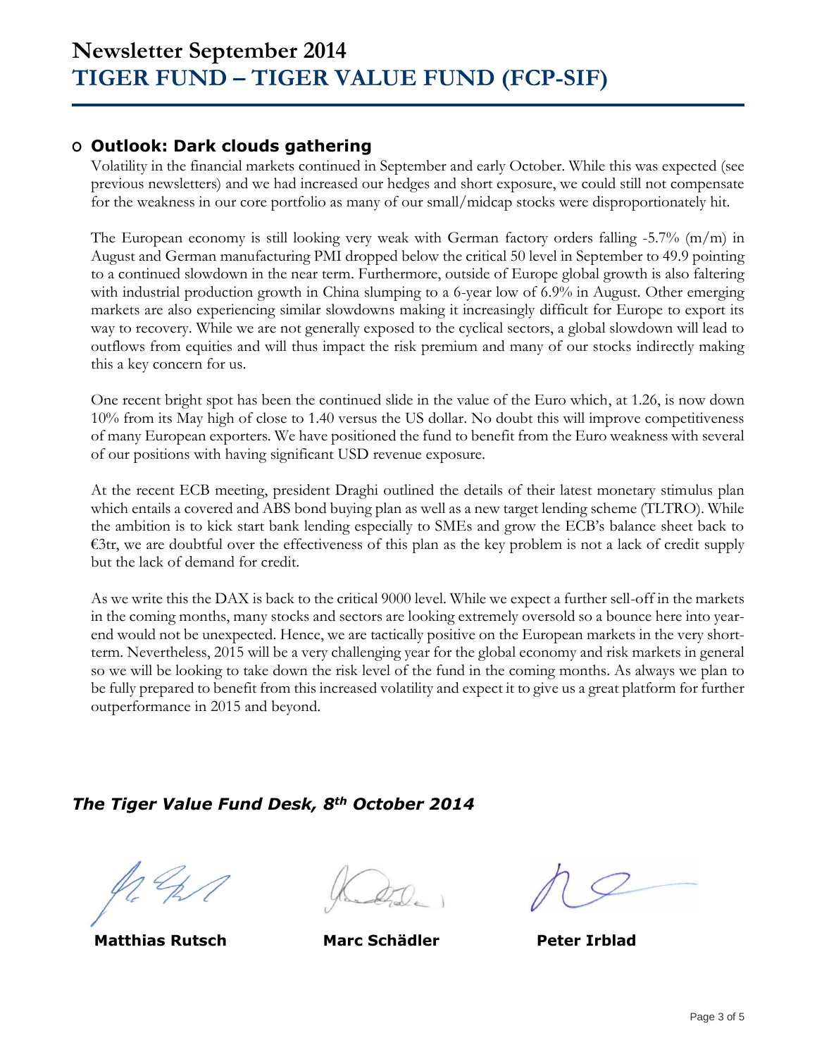# Newsletter September 2014
# TIGER FUND – TIGER VALUE FUND (FCP-SIF)

## Outlook: Dark clouds gathering

Volatility in the financial markets continued in September and early October. While this was expected (see previous newsletters) and we had increased our hedges and short exposure, we could still not compensate for the weakness in our core portfolio as many of our small/midcap stocks were disproportionately hit.

The European economy is still looking very weak with German factory orders falling -5.7% (m/m) in August and German manufacturing PMI dropped below the critical 50 level in September to 49.9 pointing to a continued slowdown in the near term. Furthermore, outside of Europe global growth is also faltering with industrial production growth in China slumping to a 6-year low of 6.9% in August. Other emerging markets are also experiencing similar slowdowns making it increasingly difficult for Europe to export its way to recovery. While we are not generally exposed to the cyclical sectors, a global slowdown will lead to outflows from equities and will thus impact the risk premium and many of our stocks indirectly making this a key concern for us.

One recent bright spot has been the continued slide in the value of the Euro which, at 1.26, is now down 10% from its May high of close to 1.40 versus the US dollar. No doubt this will improve competitiveness of many European exporters. We have positioned the fund to benefit from the Euro weakness with several of our positions with having significant USD revenue exposure.

At the recent ECB meeting, president Draghi outlined the details of their latest monetary stimulus plan which entails a covered and ABS bond buying plan as well as a new target lending scheme (TLTRO). While the ambition is to kick start bank lending especially to SMEs and grow the ECB's balance sheet back to €3tr, we are doubtful over the effectiveness of this plan as the key problem is not a lack of credit supply but the lack of demand for credit.

As we write this the DAX is back to the critical 9000 level. While we expect a further sell-off in the markets in the coming months, many stocks and sectors are looking extremely oversold so a bounce here into year-end would not be unexpected. Hence, we are tactically positive on the European markets in the very short-term. Nevertheless, 2015 will be a very challenging year for the global economy and risk markets in general so we will be looking to take down the risk level of the fund in the coming months. As always we plan to be fully prepared to benefit from this increased volatility and expect it to give us a great platform for further outperformance in 2015 and beyond.

***The Tiger Value Fund Desk, 8th October 2014***

**Matthias Rutsch** **Marc Schädler** **Peter Irblad**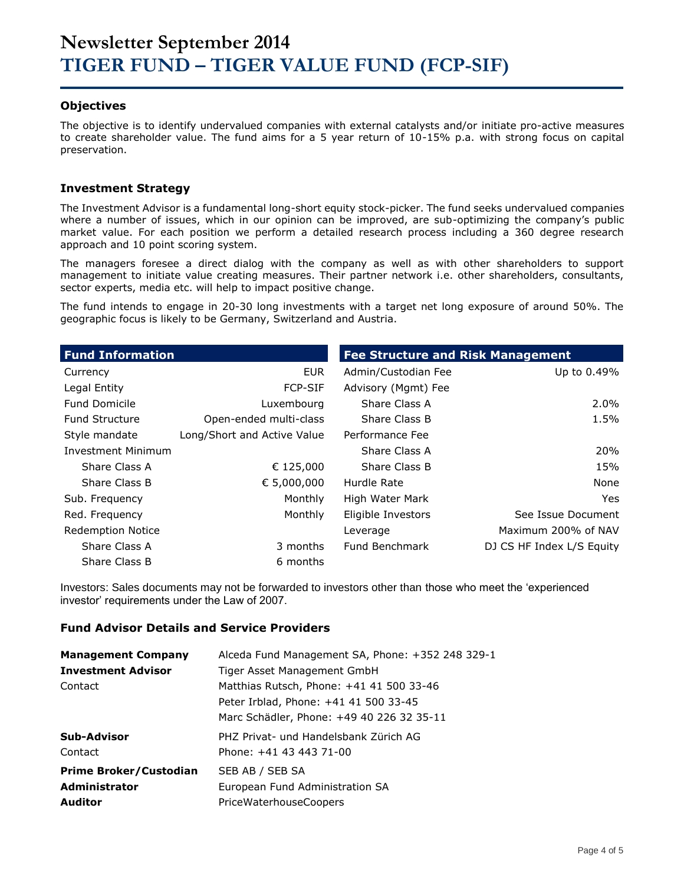# Newsletter September 2014
# TIGER FUND – TIGER VALUE FUND (FCP-SIF)

### Objectives

The objective is to identify undervalued companies with external catalysts and/or initiate pro-active measures to create shareholder value. The fund aims for a 5 year return of 10-15% p.a. with strong focus on capital preservation.

### Investment Strategy

The Investment Advisor is a fundamental long-short equity stock-picker. The fund seeks undervalued companies where a number of issues, which in our opinion can be improved, are sub-optimizing the company's public market value. For each position we perform a detailed research process including a 360 degree research approach and 10 point scoring system.

The managers foresee a direct dialog with the company as well as with other shareholders to support management to initiate value creating measures. Their partner network i.e. other shareholders, consultants, sector experts, media etc. will help to impact positive change.

The fund intends to engage in 20-30 long investments with a target net long exposure of around 50%. The geographic focus is likely to be Germany, Switzerland and Austria.

| Fund Information | |
|---|---|
| Currency | EUR |
| Legal Entity | FCP-SIF |
| Fund Domicile | Luxembourg |
| Fund Structure | Open-ended multi-class |
| Style mandate | Long/Short and Active Value |
| Investment Minimum | |
| Share Class A | € 125,000 |
| Share Class B | € 5,000,000 |
| Sub. Frequency | Monthly |
| Red. Frequency | Monthly |
| Redemption Notice | |
| Share Class A | 3 months |
| Share Class B | 6 months |

| Fee Structure and Risk Management | |
|---|---|
| Admin/Custodian Fee | Up to 0.49% |
| Advisory (Mgmt) Fee | |
| Share Class A | 2.0% |
| Share Class B | 1.5% |
| Performance Fee | |
| Share Class A | 20% |
| Share Class B | 15% |
| Hurdle Rate | None |
| High Water Mark | Yes |
| Eligible Investors | See Issue Document |
| Leverage | Maximum 200% of NAV |
| Fund Benchmark | DJ CS HF Index L/S Equity |

Investors: Sales documents may not be forwarded to investors other than those who meet the 'experienced investor' requirements under the Law of 2007.

### Fund Advisor Details and Service Providers

| | |
|---|---|
| **Management Company** | Alceda Fund Management SA, Phone: +352 248 329-1 |
| **Investment Advisor** | Tiger Asset Management GmbH |
| Contact | Matthias Rutsch, Phone: +41 41 500 33-46 |
| | Peter Irblad, Phone: +41 41 500 33-45 |
| | Marc Schädler, Phone: +49 40 226 32 35-11 |
| **Sub-Advisor** | PHZ Privat- und Handelsbank Zürich AG |
| Contact | Phone: +41 43 443 71-00 |
| **Prime Broker/Custodian** | SEB AB / SEB SA |
| **Administrator** | European Fund Administration SA |
| **Auditor** | PriceWaterhouseCoopers |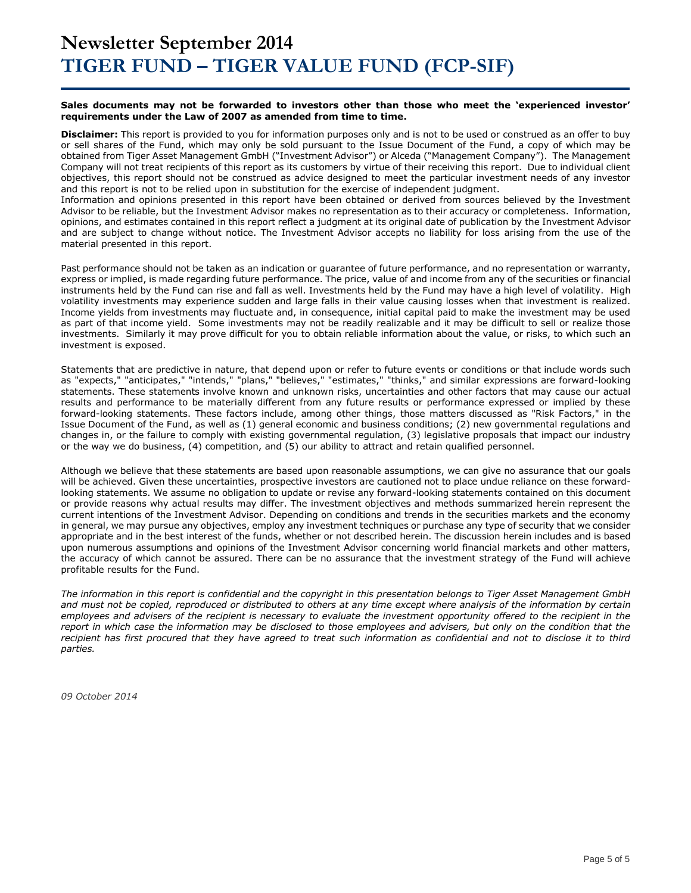# Newsletter September 2014
# TIGER FUND – TIGER VALUE FUND (FCP-SIF)

**Sales documents may not be forwarded to investors other than those who meet the 'experienced investor' requirements under the Law of 2007 as amended from time to time.**

**Disclaimer:** This report is provided to you for information purposes only and is not to be used or construed as an offer to buy or sell shares of the Fund, which may only be sold pursuant to the Issue Document of the Fund, a copy of which may be obtained from Tiger Asset Management GmbH ("Investment Advisor") or Alceda ("Management Company"). The Management Company will not treat recipients of this report as its customers by virtue of their receiving this report. Due to individual client objectives, this report should not be construed as advice designed to meet the particular investment needs of any investor and this report is not to be relied upon in substitution for the exercise of independent judgment.
Information and opinions presented in this report have been obtained or derived from sources believed by the Investment Advisor to be reliable, but the Investment Advisor makes no representation as to their accuracy or completeness. Information, opinions, and estimates contained in this report reflect a judgment at its original date of publication by the Investment Advisor and are subject to change without notice. The Investment Advisor accepts no liability for loss arising from the use of the material presented in this report.

Past performance should not be taken as an indication or guarantee of future performance, and no representation or warranty, express or implied, is made regarding future performance. The price, value of and income from any of the securities or financial instruments held by the Fund can rise and fall as well. Investments held by the Fund may have a high level of volatility. High volatility investments may experience sudden and large falls in their value causing losses when that investment is realized. Income yields from investments may fluctuate and, in consequence, initial capital paid to make the investment may be used as part of that income yield. Some investments may not be readily realizable and it may be difficult to sell or realize those investments. Similarly it may prove difficult for you to obtain reliable information about the value, or risks, to which such an investment is exposed.

Statements that are predictive in nature, that depend upon or refer to future events or conditions or that include words such as "expects," "anticipates," "intends," "plans," "believes," "estimates," "thinks," and similar expressions are forward-looking statements. These statements involve known and unknown risks, uncertainties and other factors that may cause our actual results and performance to be materially different from any future results or performance expressed or implied by these forward-looking statements. These factors include, among other things, those matters discussed as "Risk Factors," in the Issue Document of the Fund, as well as (1) general economic and business conditions; (2) new governmental regulations and changes in, or the failure to comply with existing governmental regulation, (3) legislative proposals that impact our industry or the way we do business, (4) competition, and (5) our ability to attract and retain qualified personnel.

Although we believe that these statements are based upon reasonable assumptions, we can give no assurance that our goals will be achieved. Given these uncertainties, prospective investors are cautioned not to place undue reliance on these forward-looking statements. We assume no obligation to update or revise any forward-looking statements contained on this document or provide reasons why actual results may differ. The investment objectives and methods summarized herein represent the current intentions of the Investment Advisor. Depending on conditions and trends in the securities markets and the economy in general, we may pursue any objectives, employ any investment techniques or purchase any type of security that we consider appropriate and in the best interest of the funds, whether or not described herein. The discussion herein includes and is based upon numerous assumptions and opinions of the Investment Advisor concerning world financial markets and other matters, the accuracy of which cannot be assured. There can be no assurance that the investment strategy of the Fund will achieve profitable results for the Fund.

*The information in this report is confidential and the copyright in this presentation belongs to Tiger Asset Management GmbH and must not be copied, reproduced or distributed to others at any time except where analysis of the information by certain employees and advisers of the recipient is necessary to evaluate the investment opportunity offered to the recipient in the report in which case the information may be disclosed to those employees and advisers, but only on the condition that the recipient has first procured that they have agreed to treat such information as confidential and not to disclose it to third parties.*

*09 October 2014*